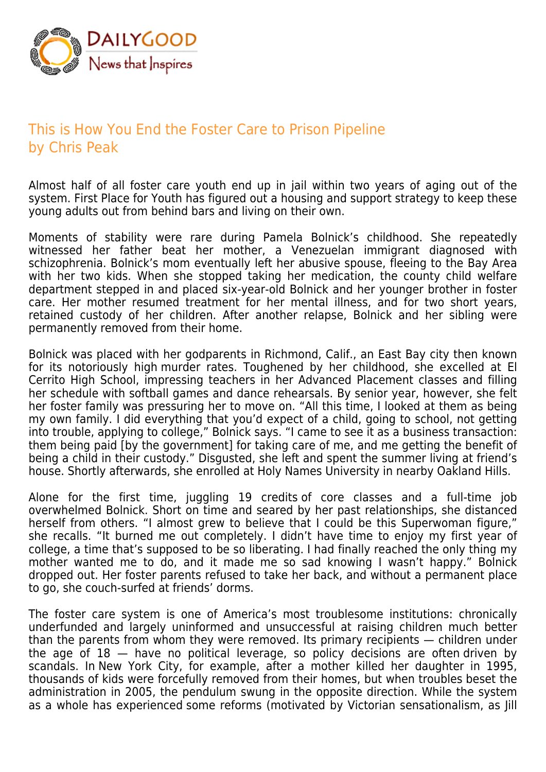# This is How You End the Foster Care to Prison Pipeline

by Chris Peak

Almost half of all foster care youth end up in jail within two years of aging out of the system. First Place for Youth has figured out a housing and support strategy to keep these young adults out from behind bars and living on their own.

Moments of stability were rare during Pamela Bolnick's childhood. She repeatedly witnessed her father beat her mother, a Venezuelan immigrant diagnosed with schizophrenia. Bolnick's mom eventually left her abusive spouse, fleeing to the Bay Area with her two kids. When she stopped taking her medication, the county child welfare department stepped in and placed six-year-old Bolnick and her younger brother in foster care. Her mother resumed treatment for her mental illness, and for two short years, retained custody of her children. After another relapse, Bolnick and her sibling were permanently removed from their home.

Bolnick was placed with her godparents in Richmond, Calif., an East Bay city then known for its notoriously high murder rates. Toughened by her childhood, she excelled at El Cerrito High School, impressing teachers in her Advanced Placement classes and filling her schedule with softball games and dance rehearsals. By senior year, however, she felt her foster family was pressuring her to move on. "All this time, I looked at them as being my own family. I did everything that you'd expect of a child, going to school, not getting into trouble, applying to college," Bolnick says. "I came to see it as a business transaction: them being paid [by the government] for taking care of me, and me getting the benefit of being a child in their custody." Disgusted, she left and spent the summer living at friend's house. Shortly afterwards, she enrolled at Holy Names University in nearby Oakland Hills.

Alone for the first time, juggling 19 credits of core classes and a full-time job overwhelmed Bolnick. Short on time and seared by her past relationships, she distanced herself from others. "I almost grew to believe that I could be this Superwoman figure," she recalls. "It burned me out completely. I didn't have time to enjoy my first year of college, a time that's supposed to be so liberating. I had finally reached the only thing my mother wanted me to do, and it made me so sad knowing I wasn't happy." Bolnick dropped out. Her foster parents refused to take her back, and without a permanent place to go, she couch-surfed at friends' dorms.

The foster care system is one of America's most troublesome institutions: chronically underfunded and largely uninformed and unsuccessful at raising children much better than the parents from whom they were removed. Its primary recipients — children under the age of 18 — have no political leverage, so policy decisions are often driven by scandals. In New York City, for example, after a mother killed her daughter in 1995, thousands of kids were forcefully removed from their homes, but when troubles beset the administration in 2005, the pendulum swung in the opposite direction. While the system as a whole has experienced some reforms (motivated by Victorian sensationalism, as Jill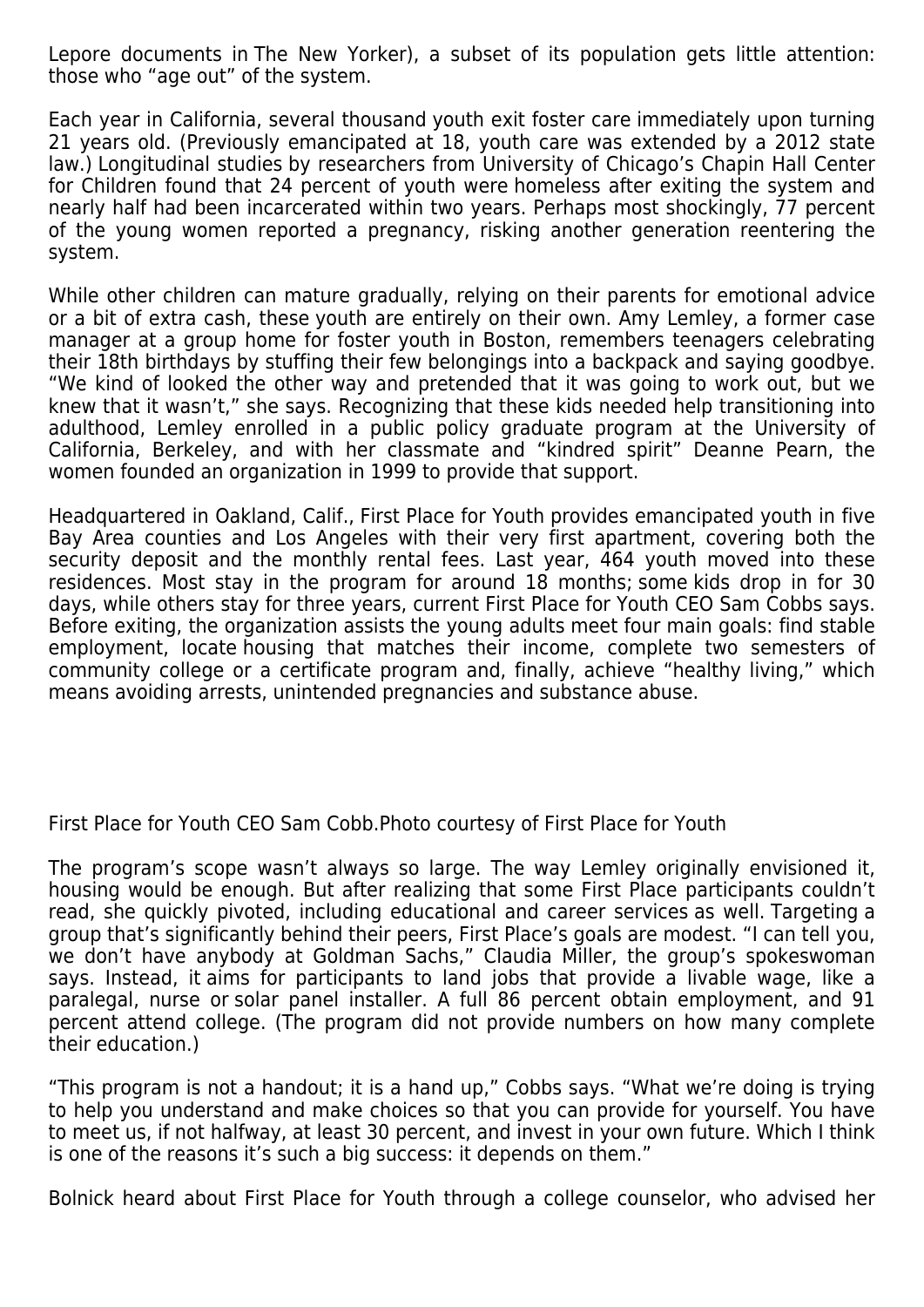Lepore documents in The New Yorker), a subset of its population gets little attention: those who "age out" of the system.

Each year in California, several thousand youth exit foster care immediately upon turning 21 years old. (Previously emancipated at 18, youth care was extended by a 2012 state law.) Longitudinal studies by researchers from University of Chicago's Chapin Hall Center for Children found that 24 percent of youth were homeless after exiting the system and nearly half had been incarcerated within two years. Perhaps most shockingly, 77 percent of the young women reported a pregnancy, risking another generation reentering the system.

While other children can mature gradually, relying on their parents for emotional advice or a bit of extra cash, these youth are entirely on their own. Amy Lemley, a former case manager at a group home for foster youth in Boston, remembers teenagers celebrating their 18th birthdays by stuffing their few belongings into a backpack and saying goodbye. "We kind of looked the other way and pretended that it was going to work out, but we knew that it wasn't," she says. Recognizing that these kids needed help transitioning into adulthood, Lemley enrolled in a public policy graduate program at the University of California, Berkeley, and with her classmate and "kindred spirit" Deanne Pearn, the women founded an organization in 1999 to provide that support.

Headquartered in Oakland, Calif., First Place for Youth provides emancipated youth in five Bay Area counties and Los Angeles with their very first apartment, covering both the security deposit and the monthly rental fees. Last year, 464 youth moved into these residences. Most stay in the program for around 18 months; some kids drop in for 30 days, while others stay for three years, current First Place for Youth CEO Sam Cobbs says. Before exiting, the organization assists the young adults meet four main goals: find stable employment, locate housing that matches their income, complete two semesters of community college or a certificate program and, finally, achieve "healthy living," which means avoiding arrests, unintended pregnancies and substance abuse.

First Place for Youth CEO Sam Cobb.Photo courtesy of First Place for Youth

The program's scope wasn't always so large. The way Lemley originally envisioned it, housing would be enough. But after realizing that some First Place participants couldn't read, she quickly pivoted, including educational and career services as well. Targeting a group that's significantly behind their peers, First Place's goals are modest. "I can tell you, we don't have anybody at Goldman Sachs," Claudia Miller, the group's spokeswoman says. Instead, it aims for participants to land jobs that provide a livable wage, like a paralegal, nurse or solar panel installer. A full 86 percent obtain employment, and 91 percent attend college. (The program did not provide numbers on how many complete their education.)

"This program is not a handout; it is a hand up," Cobbs says. "What we're doing is trying to help you understand and make choices so that you can provide for yourself. You have to meet us, if not halfway, at least 30 percent, and invest in your own future. Which I think is one of the reasons it's such a big success: it depends on them."

Bolnick heard about First Place for Youth through a college counselor, who advised her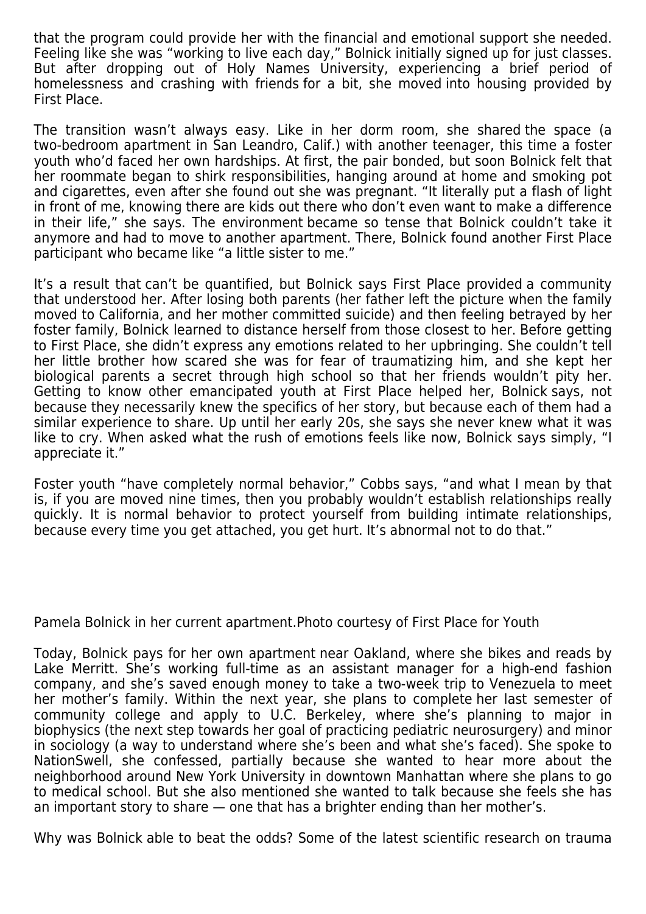that the program could provide her with the financial and emotional support she needed. Feeling like she was "working to live each day," Bolnick initially signed up for just classes. But after dropping out of Holy Names University, experiencing a brief period of homelessness and crashing with friends for a bit, she moved into housing provided by First Place.

The transition wasn't always easy. Like in her dorm room, she shared the space (a two-bedroom apartment in San Leandro, Calif.) with another teenager, this time a foster youth who'd faced her own hardships. At first, the pair bonded, but soon Bolnick felt that her roommate began to shirk responsibilities, hanging around at home and smoking pot and cigarettes, even after she found out she was pregnant. "It literally put a flash of light in front of me, knowing there are kids out there who don't even want to make a difference in their life," she says. The environment became so tense that Bolnick couldn't take it anymore and had to move to another apartment. There, Bolnick found another First Place participant who became like "a little sister to me."

It's a result that can't be quantified, but Bolnick says First Place provided a community that understood her. After losing both parents (her father left the picture when the family moved to California, and her mother committed suicide) and then feeling betrayed by her foster family, Bolnick learned to distance herself from those closest to her. Before getting to First Place, she didn't express any emotions related to her upbringing. She couldn't tell her little brother how scared she was for fear of traumatizing him, and she kept her biological parents a secret through high school so that her friends wouldn't pity her. Getting to know other emancipated youth at First Place helped her, Bolnick says, not because they necessarily knew the specifics of her story, but because each of them had a similar experience to share. Up until her early 20s, she says she never knew what it was like to cry. When asked what the rush of emotions feels like now, Bolnick says simply, "I appreciate it."

Foster youth "have completely normal behavior," Cobbs says, "and what I mean by that is, if you are moved nine times, then you probably wouldn't establish relationships really quickly. It is normal behavior to protect yourself from building intimate relationships, because every time you get attached, you get hurt. It's abnormal not to do that."

Pamela Bolnick in her current apartment.Photo courtesy of First Place for Youth

Today, Bolnick pays for her own apartment near Oakland, where she bikes and reads by Lake Merritt. She's working full-time as an assistant manager for a high-end fashion company, and she's saved enough money to take a two-week trip to Venezuela to meet her mother's family. Within the next year, she plans to complete her last semester of community college and apply to U.C. Berkeley, where she's planning to major in biophysics (the next step towards her goal of practicing pediatric neurosurgery) and minor in sociology (a way to understand where she's been and what she's faced). She spoke to NationSwell, she confessed, partially because she wanted to hear more about the neighborhood around New York University in downtown Manhattan where she plans to go to medical school. But she also mentioned she wanted to talk because she feels she has an important story to share — one that has a brighter ending than her mother's.

Why was Bolnick able to beat the odds? Some of the latest scientific research on trauma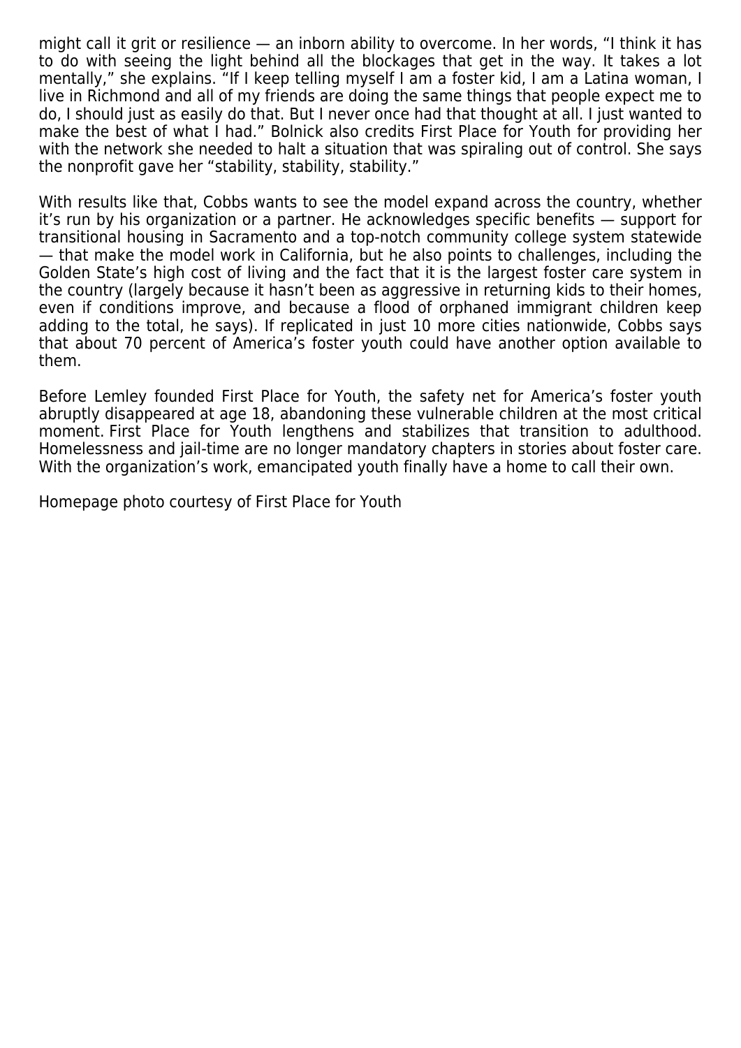might call it grit or resilience — an inborn ability to overcome. In her words, "I think it has to do with seeing the light behind all the blockages that get in the way. It takes a lot mentally," she explains. "If I keep telling myself I am a foster kid, I am a Latina woman, I live in Richmond and all of my friends are doing the same things that people expect me to do, I should just as easily do that. But I never once had that thought at all. I just wanted to make the best of what I had." Bolnick also credits First Place for Youth for providing her with the network she needed to halt a situation that was spiraling out of control. She says the nonprofit gave her "stability, stability, stability."

With results like that, Cobbs wants to see the model expand across the country, whether it's run by his organization or a partner. He acknowledges specific benefits — support for transitional housing in Sacramento and a top-notch community college system statewide — that make the model work in California, but he also points to challenges, including the Golden State's high cost of living and the fact that it is the largest foster care system in the country (largely because it hasn't been as aggressive in returning kids to their homes, even if conditions improve, and because a flood of orphaned immigrant children keep adding to the total, he says). If replicated in just 10 more cities nationwide, Cobbs says that about 70 percent of America's foster youth could have another option available to them.

Before Lemley founded First Place for Youth, the safety net for America's foster youth abruptly disappeared at age 18, abandoning these vulnerable children at the most critical moment. First Place for Youth lengthens and stabilizes that transition to adulthood. Homelessness and jail-time are no longer mandatory chapters in stories about foster care. With the organization's work, emancipated youth finally have a home to call their own.

Homepage photo courtesy of First Place for Youth